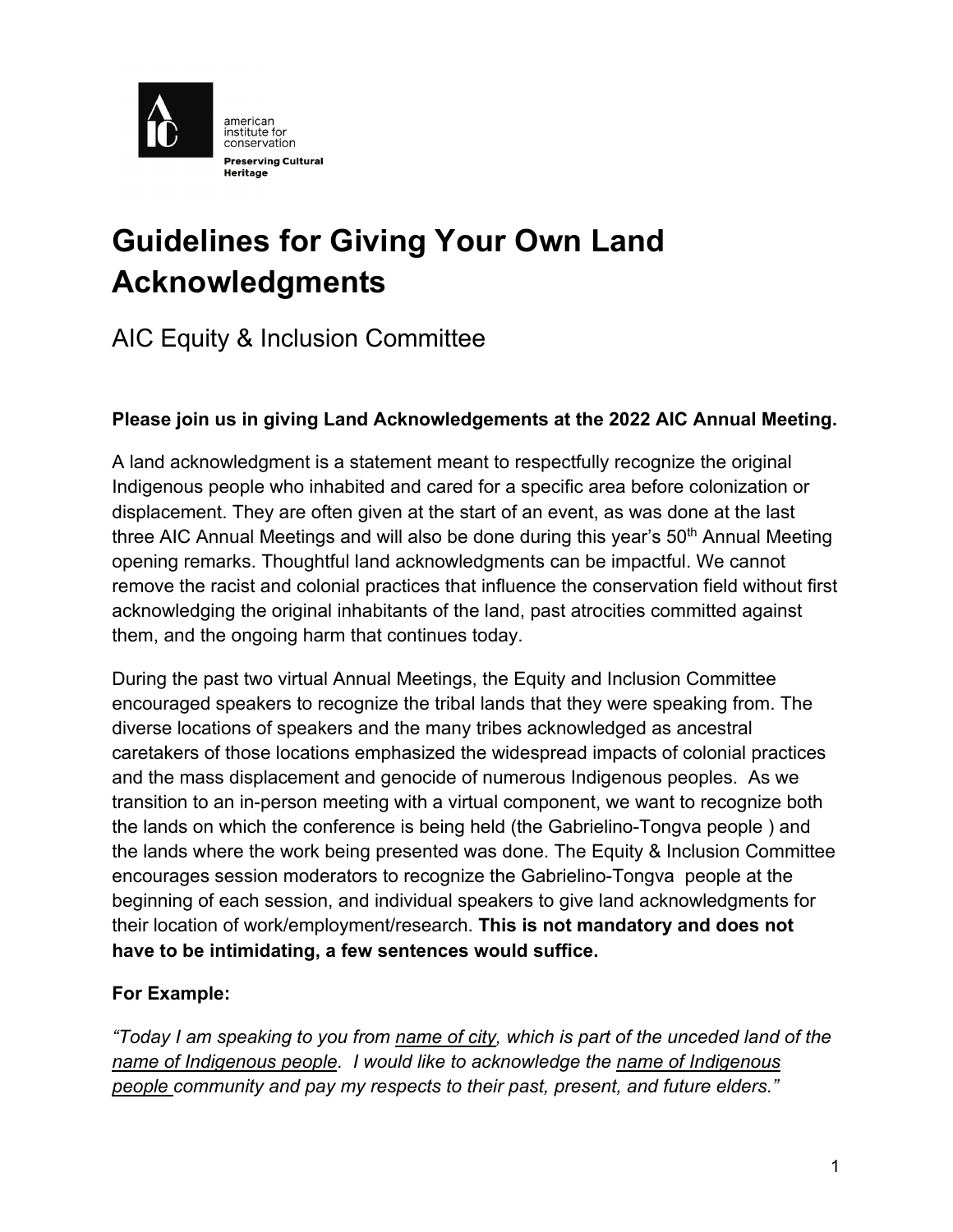american institute for conservation

**Preserving Cultural Heritage**

# Guidelines for Giving Your Own Land Acknowledgments

## AIC Equity & Inclusion Committee

**Please join us in giving Land Acknowledgements at the 2022 AIC Annual Meeting.**

A land acknowledgment is a statement meant to respectfully recognize the original Indigenous people who inhabited and cared for a specific area before colonization or displacement. They are often given at the start of an event, as was done at the last three AIC Annual Meetings and will also be done during this year's 50th Annual Meeting opening remarks. Thoughtful land acknowledgments can be impactful. We cannot remove the racist and colonial practices that influence the conservation field without first acknowledging the original inhabitants of the land, past atrocities committed against them, and the ongoing harm that continues today.

During the past two virtual Annual Meetings, the Equity and Inclusion Committee encouraged speakers to recognize the tribal lands that they were speaking from. The diverse locations of speakers and the many tribes acknowledged as ancestral caretakers of those locations emphasized the widespread impacts of colonial practices and the mass displacement and genocide of numerous Indigenous peoples. As we transition to an in-person meeting with a virtual component, we want to recognize both the lands on which the conference is being held (the Gabrielino-Tongva people ) and the lands where the work being presented was done. The Equity & Inclusion Committee encourages session moderators to recognize the Gabrielino-Tongva people at the beginning of each session, and individual speakers to give land acknowledgments for their location of work/employment/research. **This is not mandatory and does not have to be intimidating, a few sentences would suffice.**

**For Example:**

*"Today I am speaking to you from name of city, which is part of the unceded land of the name of Indigenous people. I would like to acknowledge the name of Indigenous people community and pay my respects to their past, present, and future elders."*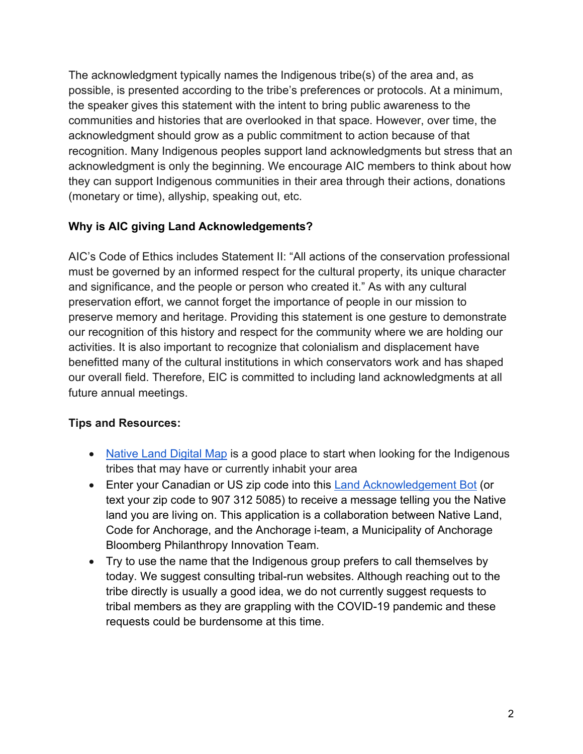The acknowledgment typically names the Indigenous tribe(s) of the area and, as possible, is presented according to the tribe's preferences or protocols. At a minimum, the speaker gives this statement with the intent to bring public awareness to the communities and histories that are overlooked in that space. However, over time, the acknowledgment should grow as a public commitment to action because of that recognition. Many Indigenous peoples support land acknowledgments but stress that an acknowledgment is only the beginning. We encourage AIC members to think about how they can support Indigenous communities in their area through their actions, donations (monetary or time), allyship, speaking out, etc.

**Why is AIC giving Land Acknowledgements?**

AIC's Code of Ethics includes Statement II: "All actions of the conservation professional must be governed by an informed respect for the cultural property, its unique character and significance, and the people or person who created it." As with any cultural preservation effort, we cannot forget the importance of people in our mission to preserve memory and heritage. Providing this statement is one gesture to demonstrate our recognition of this history and respect for the community where we are holding our activities. It is also important to recognize that colonialism and displacement have benefitted many of the cultural institutions in which conservators work and has shaped our overall field. Therefore, EIC is committed to including land acknowledgments at all future annual meetings.

**Tips and Resources:**

- Native Land Digital Map is a good place to start when looking for the Indigenous tribes that may have or currently inhabit your area
- Enter your Canadian or US zip code into this Land Acknowledgement Bot (or text your zip code to 907 312 5085) to receive a message telling you the Native land you are living on. This application is a collaboration between Native Land, Code for Anchorage, and the Anchorage i-team, a Municipality of Anchorage Bloomberg Philanthropy Innovation Team.
- Try to use the name that the Indigenous group prefers to call themselves by today. We suggest consulting tribal-run websites. Although reaching out to the tribe directly is usually a good idea, we do not currently suggest requests to tribal members as they are grappling with the COVID-19 pandemic and these requests could be burdensome at this time.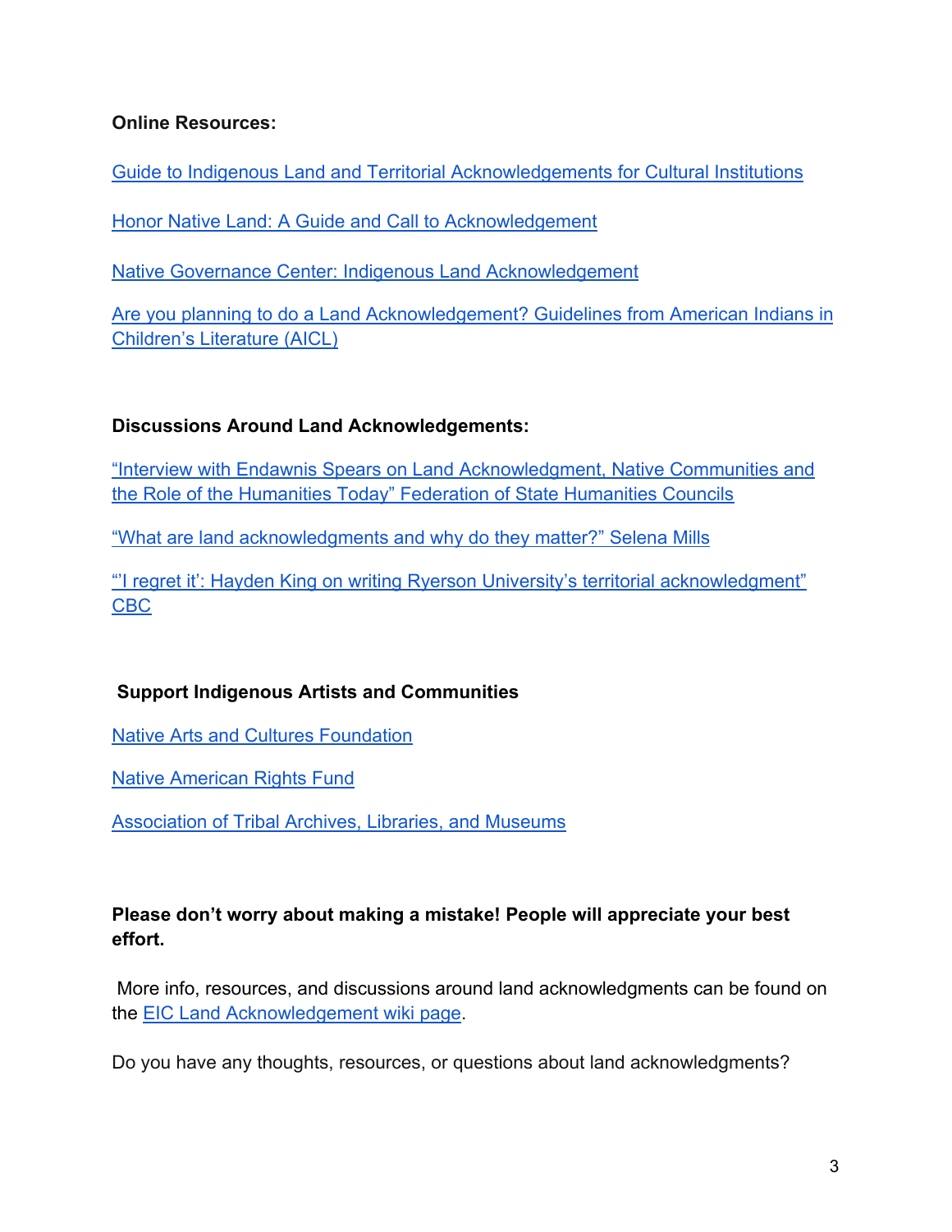**Online Resources:**

Guide to Indigenous Land and Territorial Acknowledgements for Cultural Institutions

Honor Native Land: A Guide and Call to Acknowledgement

Native Governance Center: Indigenous Land Acknowledgement

Are you planning to do a Land Acknowledgement? Guidelines from American Indians in Children's Literature (AICL)

**Discussions Around Land Acknowledgements:**

"Interview with Endawnis Spears on Land Acknowledgment, Native Communities and the Role of the Humanities Today" Federation of State Humanities Councils

"What are land acknowledgments and why do they matter?" Selena Mills

"'I regret it': Hayden King on writing Ryerson University's territorial acknowledgment" CBC

**Support Indigenous Artists and Communities**

Native Arts and Cultures Foundation

Native American Rights Fund

Association of Tribal Archives, Libraries, and Museums

**Please don't worry about making a mistake! People will appreciate your best effort.**

More info, resources, and discussions around land acknowledgments can be found on the EIC Land Acknowledgement wiki page.

Do you have any thoughts, resources, or questions about land acknowledgments?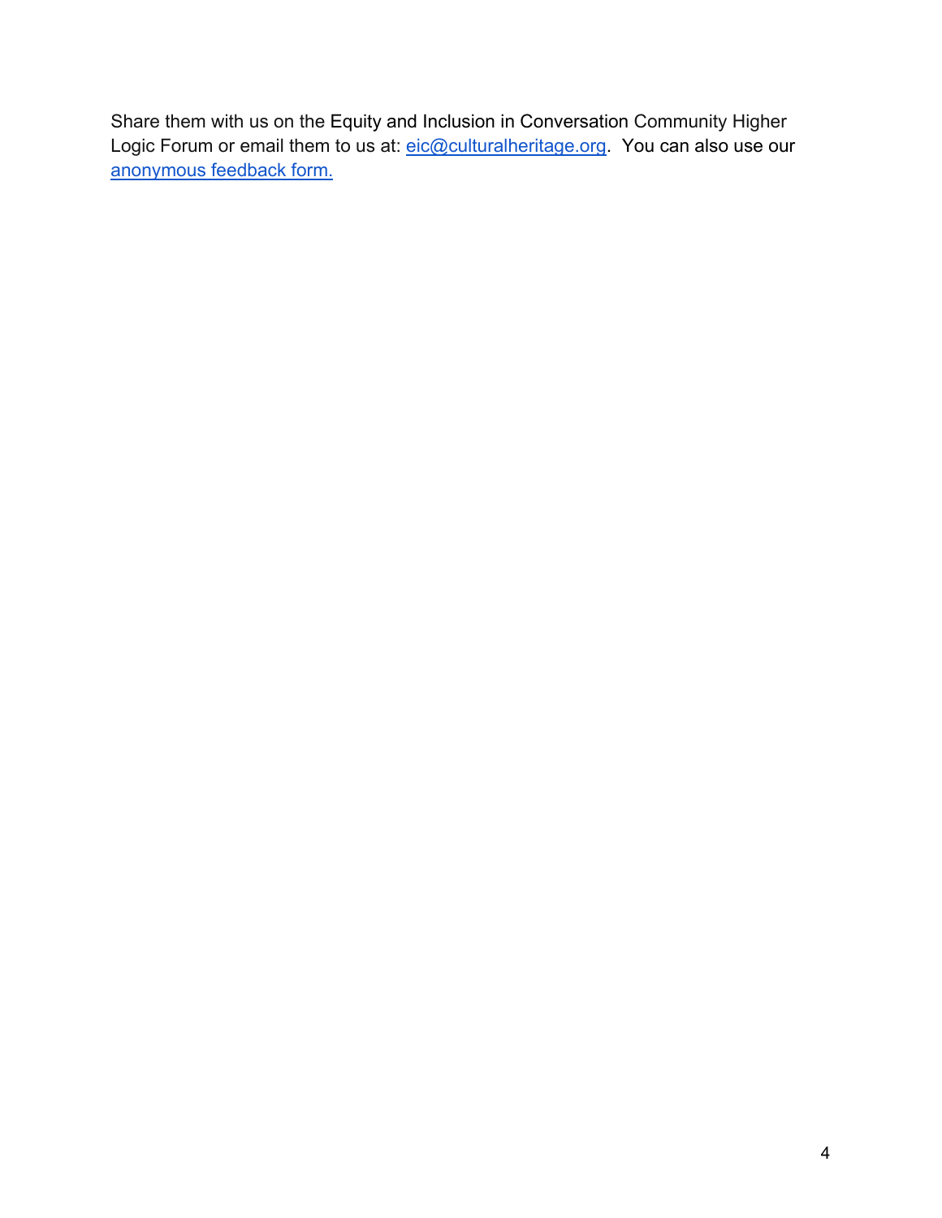Share them with us on the Equity and Inclusion in Conversation Community Higher Logic Forum or email them to us at: [eic@culturalheritage.org](mailto:eic@culturalheritage.org). You can also use our [anonymous feedback form.]()